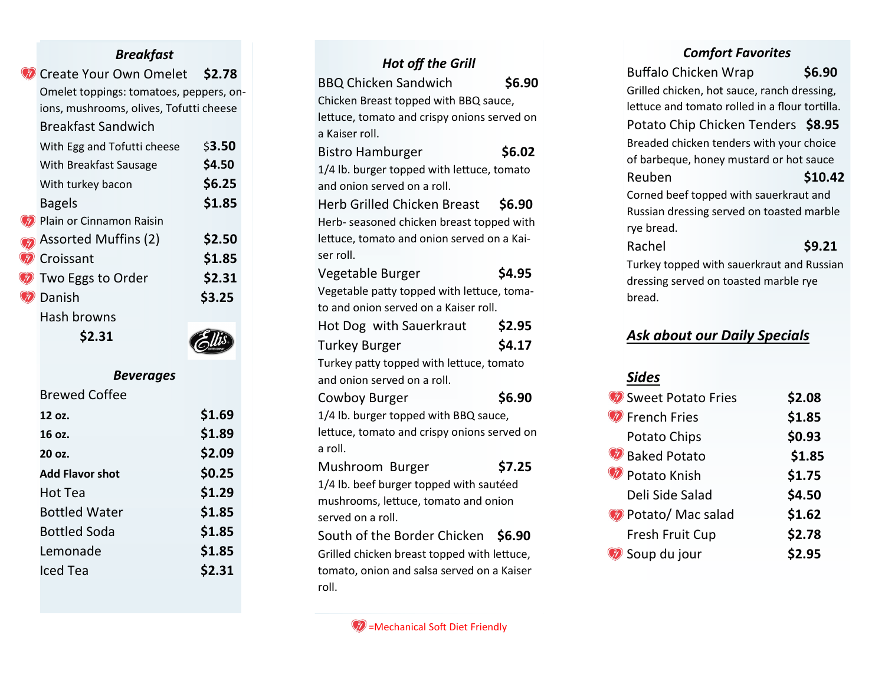### Breakfast

Create Your Own Omelet $2.78
Omelet toppings: tomatoes, peppers, onions, mushrooms, olives, Tofutti cheese

Breakfast Sandwich
- With Egg and Tofutti cheese $3.50
- With Breakfast Sausage $4.50
- With turkey bacon $6.25

Bagels $1.85
Plain or Cinnamon Raisin

Assorted Muffins (2) $2.50

Croissant $1.85

Two Eggs to Order $2.31

Danish $3.25

Hash browns
**$2.31**

### Beverages

Brewed Coffee

| | |
|---|---|
| **12 oz.** | **$1.69** |
| **16 oz.** | **$1.89** |
| **20 oz.** | **$2.09** |
| **Add Flavor shot** | **$0.25** |
| Hot Tea | **$1.29** |
| Bottled Water | **$1.85** |
| Bottled Soda | **$1.85** |
| Lemonade | **$1.85** |
| Iced Tea | **$2.31** |

### Hot off the Grill

BBQ Chicken Sandwich **$6.90**
Chicken Breast topped with BBQ sauce, lettuce, tomato and crispy onions served on a Kaiser roll.

Bistro Hamburger **$6.02**
1/4 lb. burger topped with lettuce, tomato and onion served on a roll.

Herb Grilled Chicken Breast **$6.90**
Herb- seasoned chicken breast topped with lettuce, tomato and onion served on a Kaiser roll.

Vegetable Burger **$4.95**
Vegetable patty topped with lettuce, tomato and onion served on a Kaiser roll.

Hot Dog with Sauerkraut **$2.95**

Turkey Burger **$4.17**
Turkey patty topped with lettuce, tomato and onion served on a roll.

Cowboy Burger **$6.90**
1/4 lb. burger topped with BBQ sauce, lettuce, tomato and crispy onions served on a roll.

Mushroom Burger **$7.25**
1/4 lb. beef burger topped with sautéed mushrooms, lettuce, tomato and onion served on a roll.

South of the Border Chicken **$6.90**
Grilled chicken breast topped with lettuce, tomato, onion and salsa served on a Kaiser roll.

### Comfort Favorites

Buffalo Chicken Wrap **$6.90**
Grilled chicken, hot sauce, ranch dressing, lettuce and tomato rolled in a flour tortilla.

Potato Chip Chicken Tenders **$8.95**
Breaded chicken tenders with your choice of barbeque, honey mustard or hot sauce

Reuben **$10.42**
Corned beef topped with sauerkraut and Russian dressing served on toasted marble rye bread.

Rachel **$9.21**
Turkey topped with sauerkraut and Russian dressing served on toasted marble rye bread.

***Ask about our Daily Specials***

### *Sides*

| | |
|---|---|
| Sweet Potato Fries | **$2.08** |
| French Fries | **$1.85** |
| Potato Chips | **$0.93** |
| Baked Potato | **$1.85** |
| Potato Knish | **$1.75** |
| Deli Side Salad | **$4.50** |
| Potato/ Mac salad | **$1.62** |
| Fresh Fruit Cup | **$2.78** |
| Soup du jour | **$2.95** |

=Mechanical Soft Diet Friendly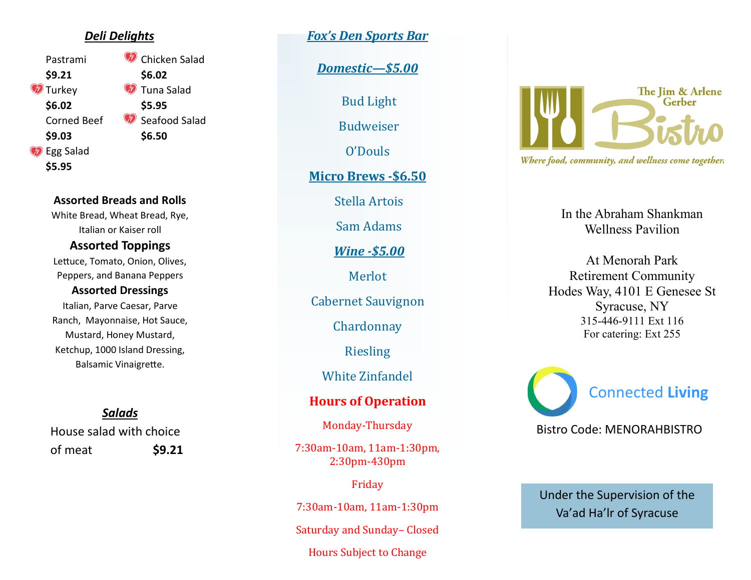## ***Deli Delights***

Pastrami
**$9.21**

Turkey
**$6.02**

Corned Beef
**$9.03**

Egg Salad
**$5.95**

Chicken Salad
**$6.02**

Tuna Salad
**$5.95**

Seafood Salad
**$6.50**

### Assorted Breads and Rolls

White Bread, Wheat Bread, Rye, Italian or Kaiser roll

### Assorted Toppings

Lettuce, Tomato, Onion, Olives, Peppers, and Banana Peppers

### Assorted Dressings

Italian, Parve Caesar, Parve Ranch, Mayonnaise, Hot Sauce, Mustard, Honey Mustard, Ketchup, 1000 Island Dressing, Balsamic Vinaigrette.

## ***Salads***

House salad with choice of meat **$9.21**

## ***Fox's Den Sports Bar***

### ***Domestic—$5.00***

Bud Light

Budweiser

O'Douls

### **Micro Brews -$6.50**

Stella Artois

Sam Adams

### ***Wine -$5.00***

Merlot

Cabernet Sauvignon

Chardonnay

Riesling

White Zinfandel

### **Hours of Operation**

Monday-Thursday

7:30am-10am, 11am-1:30pm, 2:30pm-430pm

Friday

7:30am-10am, 11am-1:30pm

Saturday and Sunday– Closed

Hours Subject to Change

The Jim & Arlene Gerber Bistro

*Where food, community, and wellness come together.*

In the Abraham Shankman Wellness Pavilion

At Menorah Park
Retirement Community
Hodes Way, 4101 E Genesee St
Syracuse, NY
315-446-9111 Ext 116
For catering: Ext 255

Connected **Living**

Bistro Code: MENORAHBISTRO

Under the Supervision of the Va'ad Ha'Ir of Syracuse